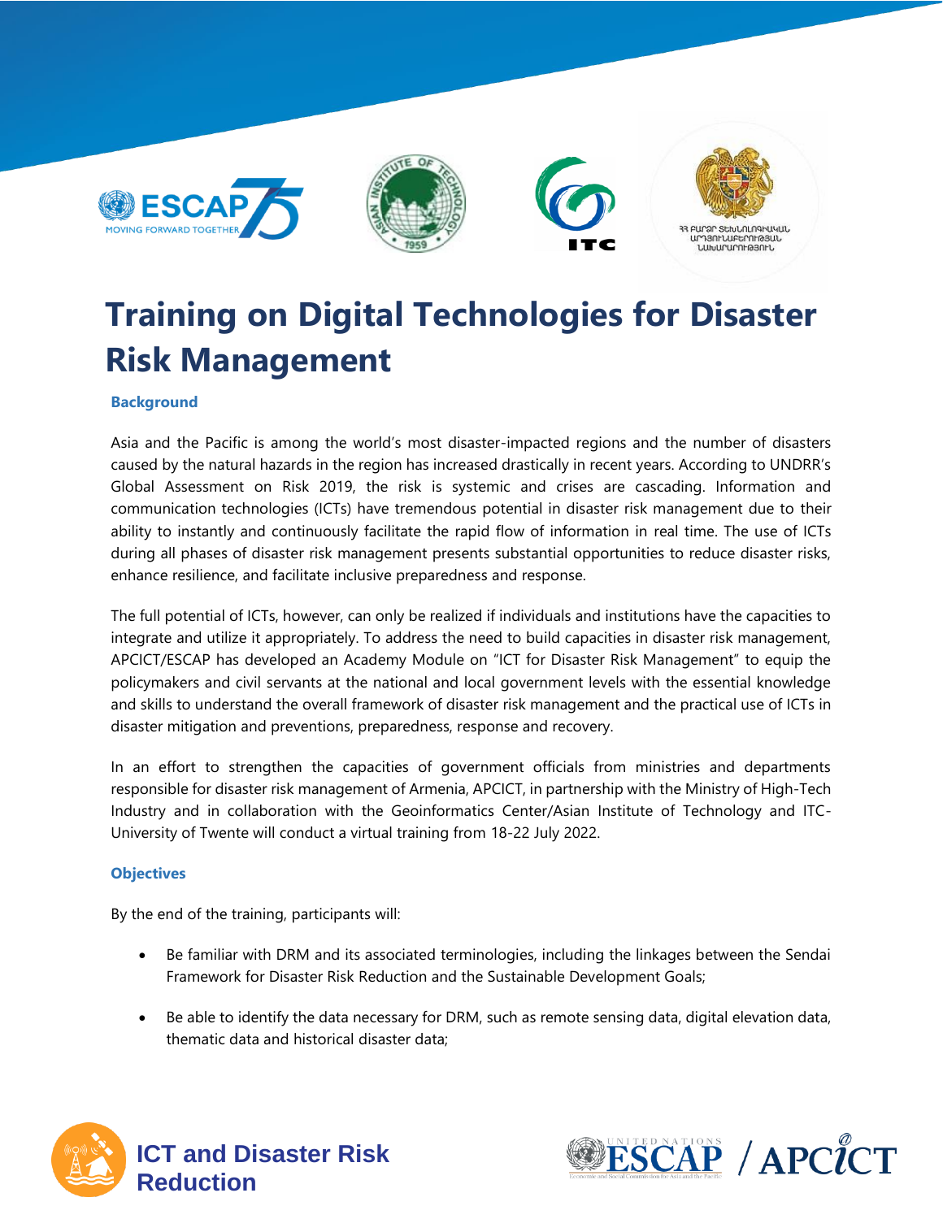# Training on Digital Technologies for Disaster Risk Management

## Background

Asia and the Pacific is among the world's most disaster-impacted regions and the number of disasters caused by the natural hazards in the region has increased drastically in recent years. According to UNDRR's Global Assessment on Risk 2019, the risk is systemic and crises are cascading. Information and communication technologies (ICTs) have tremendous potential in disaster risk management due to their ability to instantly and continuously facilitate the rapid flow of information in real time. The use of ICTs during all phases of disaster risk management presents substantial opportunities to reduce disaster risks, enhance resilience, and facilitate inclusive preparedness and response.

The full potential of ICTs, however, can only be realized if individuals and institutions have the capacities to integrate and utilize it appropriately. To address the need to build capacities in disaster risk management, APCICT/ESCAP has developed an Academy Module on "ICT for Disaster Risk Management" to equip the policymakers and civil servants at the national and local government levels with the essential knowledge and skills to understand the overall framework of disaster risk management and the practical use of ICTs in disaster mitigation and preventions, preparedness, response and recovery.

In an effort to strengthen the capacities of government officials from ministries and departments responsible for disaster risk management of Armenia, APCICT, in partnership with the Ministry of High-Tech Industry and in collaboration with the Geoinformatics Center/Asian Institute of Technology and ITC-University of Twente will conduct a virtual training from 18-22 July 2022.

## Objectives

By the end of the training, participants will:

- Be familiar with DRM and its associated terminologies, including the linkages between the Sendai Framework for Disaster Risk Reduction and the Sustainable Development Goals;
- Be able to identify the data necessary for DRM, such as remote sensing data, digital elevation data, thematic data and historical disaster data;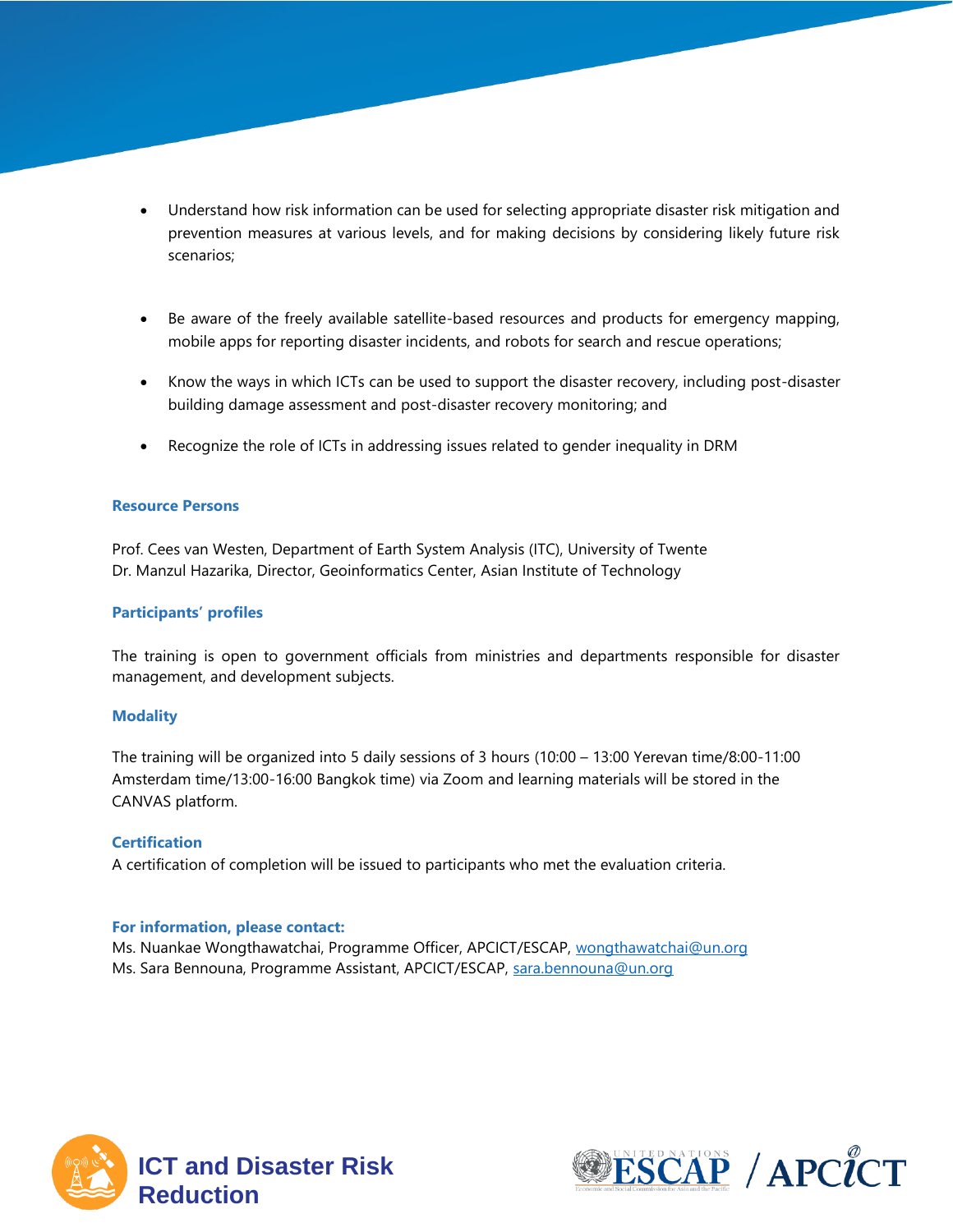- Understand how risk information can be used for selecting appropriate disaster risk mitigation and prevention measures at various levels, and for making decisions by considering likely future risk scenarios;

- Be aware of the freely available satellite-based resources and products for emergency mapping, mobile apps for reporting disaster incidents, and robots for search and rescue operations;

- Know the ways in which ICTs can be used to support the disaster recovery, including post-disaster building damage assessment and post-disaster recovery monitoring; and

- Recognize the role of ICTs in addressing issues related to gender inequality in DRM

### Resource Persons

Prof. Cees van Westen, Department of Earth System Analysis (ITC), University of Twente
Dr. Manzul Hazarika, Director, Geoinformatics Center, Asian Institute of Technology

### Participants' profiles

The training is open to government officials from ministries and departments responsible for disaster management, and development subjects.

### Modality

The training will be organized into 5 daily sessions of 3 hours (10:00 – 13:00 Yerevan time/8:00-11:00 Amsterdam time/13:00-16:00 Bangkok time) via Zoom and learning materials will be stored in the CANVAS platform.

### Certification

A certification of completion will be issued to participants who met the evaluation criteria.

### For information, please contact:

Ms. Nuankae Wongthawatchai, Programme Officer, APCICT/ESCAP, wongthawatchai@un.org
Ms. Sara Bennouna, Programme Assistant, APCICT/ESCAP, sara.bennouna@un.org

ICT and Disaster Risk Reduction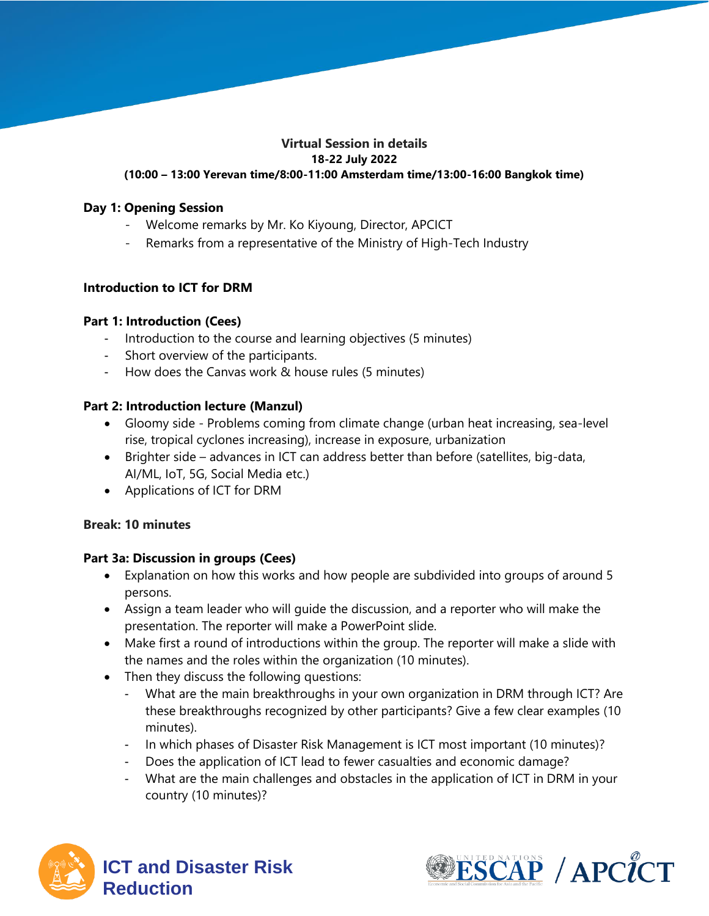**Virtual Session in details**
**18-22 July 2022**
**(10:00 – 13:00 Yerevan time/8:00-11:00 Amsterdam time/13:00-16:00 Bangkok time)**

**Day 1: Opening Session**

- Welcome remarks by Mr. Ko Kiyoung, Director, APCICT
- Remarks from a representative of the Ministry of High-Tech Industry

**Introduction to ICT for DRM**

**Part 1: Introduction (Cees)**

- Introduction to the course and learning objectives (5 minutes)
- Short overview of the participants.
- How does the Canvas work & house rules (5 minutes)

**Part 2: Introduction lecture (Manzul)**

- Gloomy side - Problems coming from climate change (urban heat increasing, sea-level rise, tropical cyclones increasing), increase in exposure, urbanization
- Brighter side – advances in ICT can address better than before (satellites, big-data, AI/ML, IoT, 5G, Social Media etc.)
- Applications of ICT for DRM

**Break: 10 minutes**

**Part 3a: Discussion in groups (Cees)**

- Explanation on how this works and how people are subdivided into groups of around 5 persons.
- Assign a team leader who will guide the discussion, and a reporter who will make the presentation. The reporter will make a PowerPoint slide.
- Make first a round of introductions within the group. The reporter will make a slide with the names and the roles within the organization (10 minutes).
- Then they discuss the following questions:
  - What are the main breakthroughs in your own organization in DRM through ICT? Are these breakthroughs recognized by other participants? Give a few clear examples (10 minutes).
  - In which phases of Disaster Risk Management is ICT most important (10 minutes)?
  - Does the application of ICT lead to fewer casualties and economic damage?
  - What are the main challenges and obstacles in the application of ICT in DRM in your country (10 minutes)?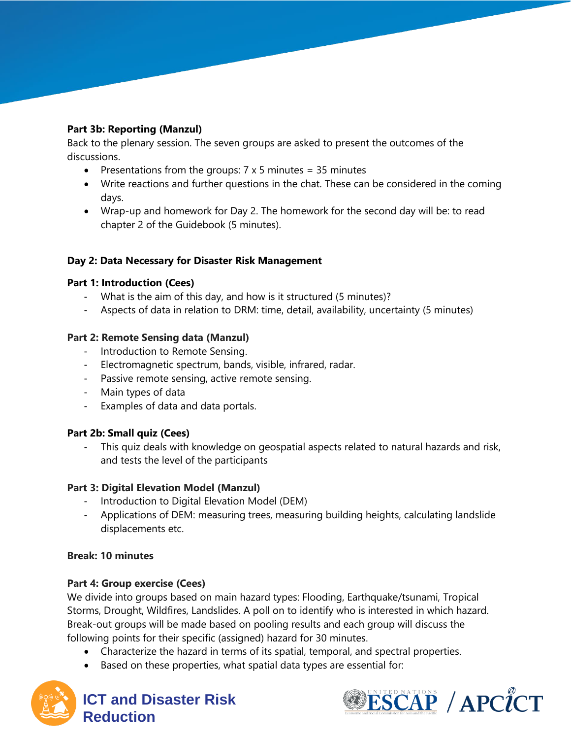**Part 3b: Reporting (Manzul)**

Back to the plenary session. The seven groups are asked to present the outcomes of the discussions.

- Presentations from the groups: 7 x 5 minutes = 35 minutes
- Write reactions and further questions in the chat. These can be considered in the coming days.
- Wrap-up and homework for Day 2. The homework for the second day will be: to read chapter 2 of the Guidebook (5 minutes).

## Day 2: Data Necessary for Disaster Risk Management

**Part 1: Introduction (Cees)**

- What is the aim of this day, and how is it structured (5 minutes)?
- Aspects of data in relation to DRM: time, detail, availability, uncertainty (5 minutes)

**Part 2: Remote Sensing data (Manzul)**

- Introduction to Remote Sensing.
- Electromagnetic spectrum, bands, visible, infrared, radar.
- Passive remote sensing, active remote sensing.
- Main types of data
- Examples of data and data portals.

**Part 2b: Small quiz (Cees)**

- This quiz deals with knowledge on geospatial aspects related to natural hazards and risk, and tests the level of the participants

**Part 3: Digital Elevation Model (Manzul)**

- Introduction to Digital Elevation Model (DEM)
- Applications of DEM: measuring trees, measuring building heights, calculating landslide displacements etc.

**Break: 10 minutes**

**Part 4: Group exercise (Cees)**

We divide into groups based on main hazard types: Flooding, Earthquake/tsunami, Tropical Storms, Drought, Wildfires, Landslides. A poll on to identify who is interested in which hazard. Break-out groups will be made based on pooling results and each group will discuss the following points for their specific (assigned) hazard for 30 minutes.

- Characterize the hazard in terms of its spatial, temporal, and spectral properties.
- Based on these properties, what spatial data types are essential for: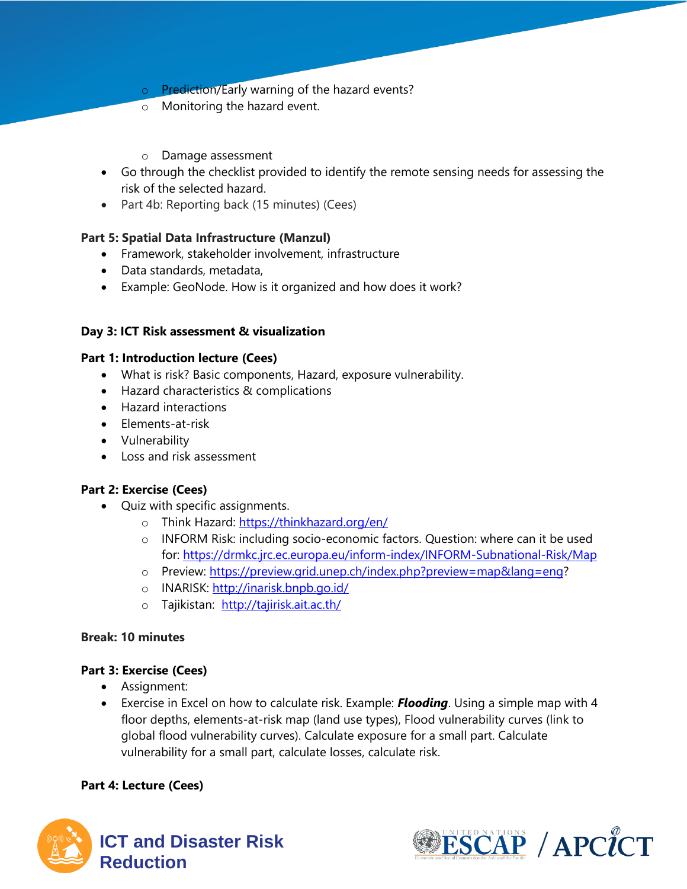- Prediction/Early warning of the hazard events?
- Monitoring the hazard event.

- Damage assessment

- Go through the checklist provided to identify the remote sensing needs for assessing the risk of the selected hazard.
- Part 4b: Reporting back (15 minutes) (Cees)

**Part 5: Spatial Data Infrastructure (Manzul)**

- Framework, stakeholder involvement, infrastructure
- Data standards, metadata,
- Example: GeoNode. How is it organized and how does it work?

**Day 3: ICT Risk assessment & visualization**

**Part 1: Introduction lecture (Cees)**

- What is risk? Basic components, Hazard, exposure vulnerability.
- Hazard characteristics & complications
- Hazard interactions
- Elements-at-risk
- Vulnerability
- Loss and risk assessment

**Part 2: Exercise (Cees)**

- Quiz with specific assignments.
  - Think Hazard: https://thinkhazard.org/en/
  - INFORM Risk: including socio-economic factors. Question: where can it be used for: https://drmkc.jrc.ec.europa.eu/inform-index/INFORM-Subnational-Risk/Map
  - Preview: https://preview.grid.unep.ch/index.php?preview=map&lang=eng?
  - INARISK: http://inarisk.bnpb.go.id/
  - Tajikistan: http://tajirisk.ait.ac.th/

**Break: 10 minutes**

**Part 3: Exercise (Cees)**

- Assignment:
- Exercise in Excel on how to calculate risk. Example: ***Flooding***. Using a simple map with 4 floor depths, elements-at-risk map (land use types), Flood vulnerability curves (link to global flood vulnerability curves). Calculate exposure for a small part. Calculate vulnerability for a small part, calculate losses, calculate risk.

**Part 4: Lecture (Cees)**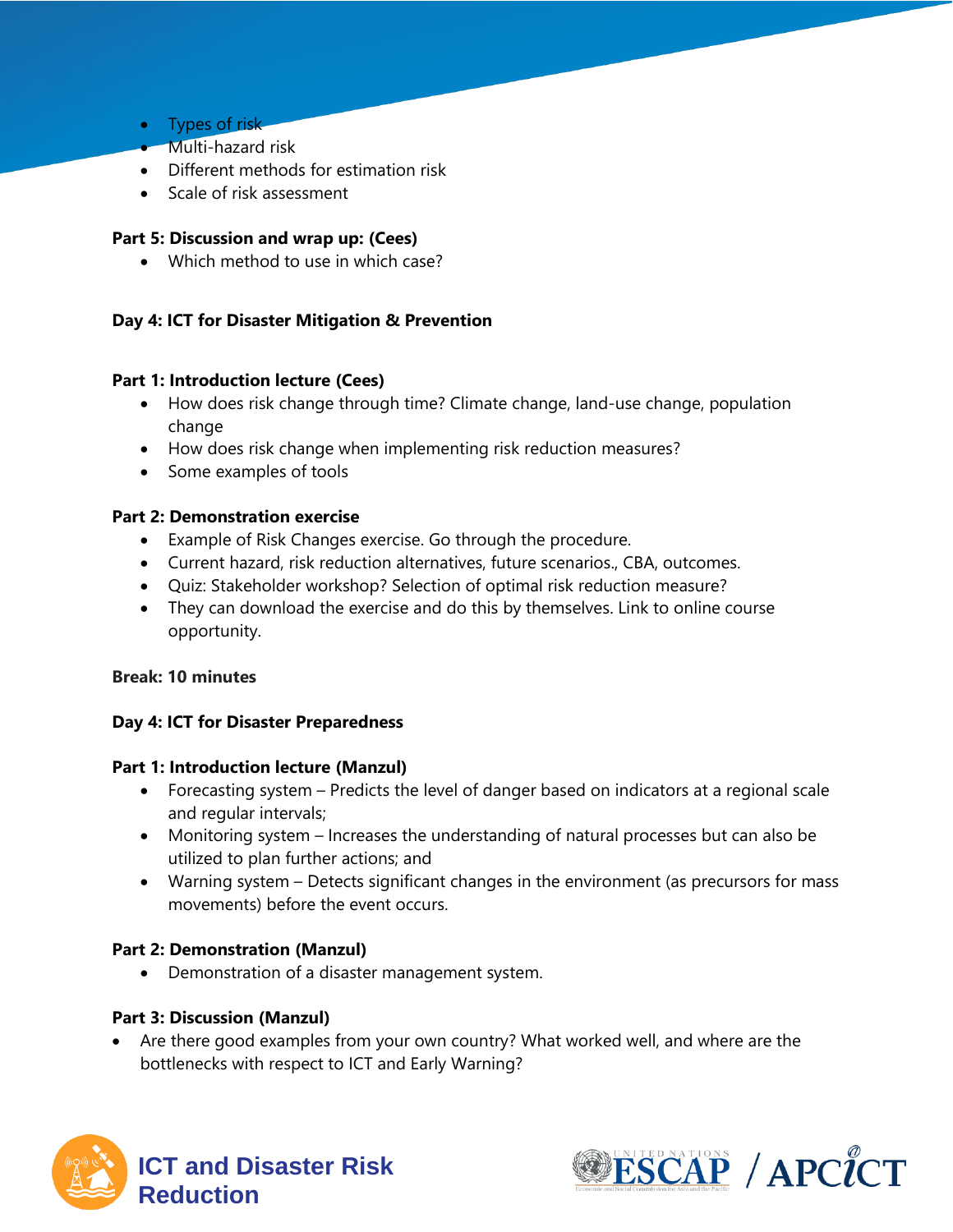- Types of risk
- Multi-hazard risk
- Different methods for estimation risk
- Scale of risk assessment

**Part 5: Discussion and wrap up: (Cees)**

- Which method to use in which case?

**Day 4: ICT for Disaster Mitigation & Prevention**

**Part 1: Introduction lecture (Cees)**

- How does risk change through time? Climate change, land-use change, population change
- How does risk change when implementing risk reduction measures?
- Some examples of tools

**Part 2: Demonstration exercise**

- Example of Risk Changes exercise. Go through the procedure.
- Current hazard, risk reduction alternatives, future scenarios., CBA, outcomes.
- Quiz: Stakeholder workshop? Selection of optimal risk reduction measure?
- They can download the exercise and do this by themselves. Link to online course opportunity.

**Break: 10 minutes**

**Day 4: ICT for Disaster Preparedness**

**Part 1: Introduction lecture (Manzul)**

- Forecasting system – Predicts the level of danger based on indicators at a regional scale and regular intervals;
- Monitoring system – Increases the understanding of natural processes but can also be utilized to plan further actions; and
- Warning system – Detects significant changes in the environment (as precursors for mass movements) before the event occurs.

**Part 2: Demonstration (Manzul)**

- Demonstration of a disaster management system.

**Part 3: Discussion (Manzul)**

- Are there good examples from your own country? What worked well, and where are the bottlenecks with respect to ICT and Early Warning?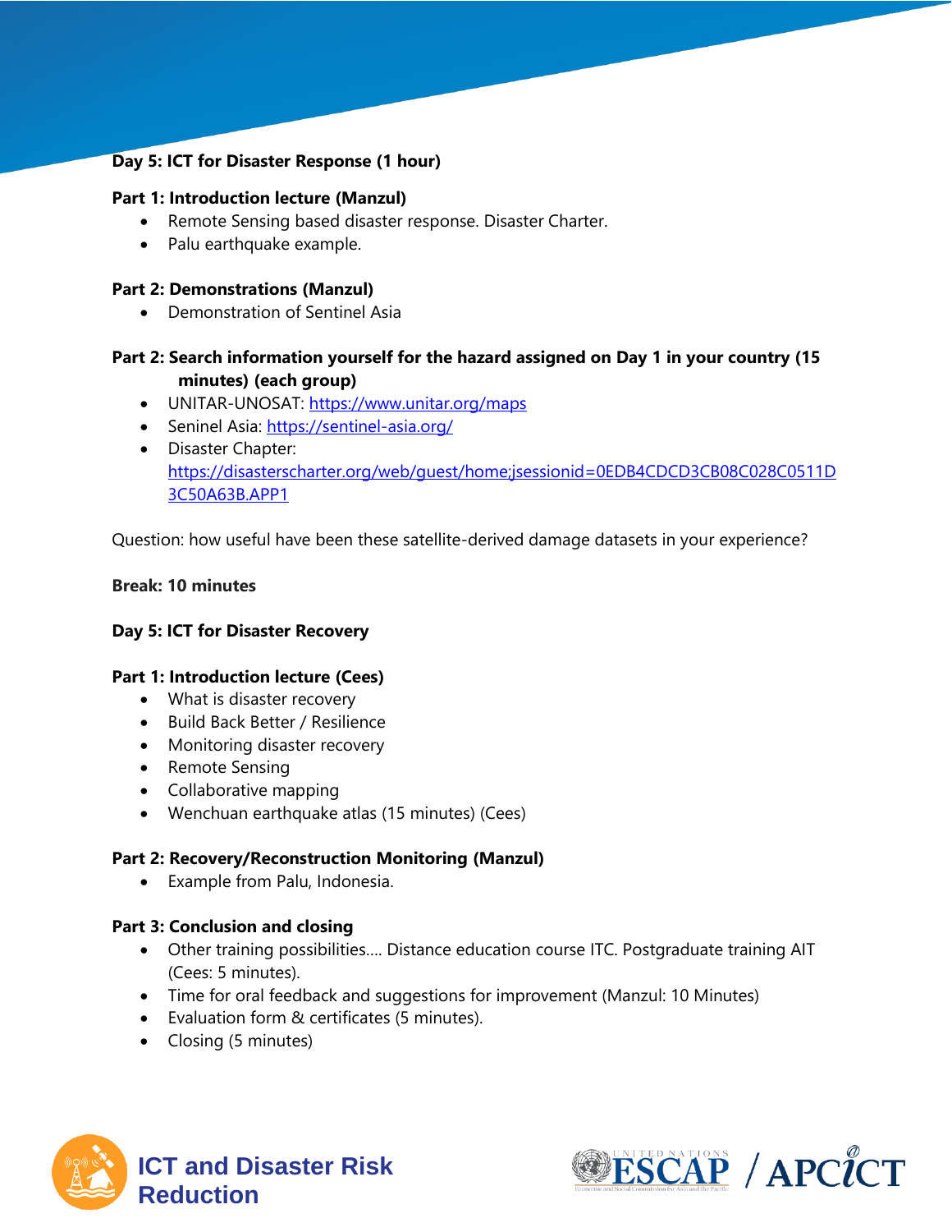**Day 5: ICT for Disaster Response (1 hour)**

**Part 1: Introduction lecture (Manzul)**

- Remote Sensing based disaster response. Disaster Charter.
- Palu earthquake example.

**Part 2: Demonstrations (Manzul)**

- Demonstration of Sentinel Asia

**Part 2: Search information yourself for the hazard assigned on Day 1 in your country (15 minutes) (each group)**

- UNITAR-UNOSAT: https://www.unitar.org/maps
- Seninel Asia: https://sentinel-asia.org/
- Disaster Chapter: https://disasterscharter.org/web/guest/home;jsessionid=0EDB4CDCD3CB08C028C0511D3C50A63B.APP1

Question: how useful have been these satellite-derived damage datasets in your experience?

**Break: 10 minutes**

**Day 5: ICT for Disaster Recovery**

**Part 1: Introduction lecture (Cees)**

- What is disaster recovery
- Build Back Better / Resilience
- Monitoring disaster recovery
- Remote Sensing
- Collaborative mapping
- Wenchuan earthquake atlas (15 minutes) (Cees)

**Part 2: Recovery/Reconstruction Monitoring (Manzul)**

- Example from Palu, Indonesia.

**Part 3: Conclusion and closing**

- Other training possibilities…. Distance education course ITC. Postgraduate training AIT (Cees: 5 minutes).
- Time for oral feedback and suggestions for improvement (Manzul: 10 Minutes)
- Evaluation form & certificates (5 minutes).
- Closing (5 minutes)